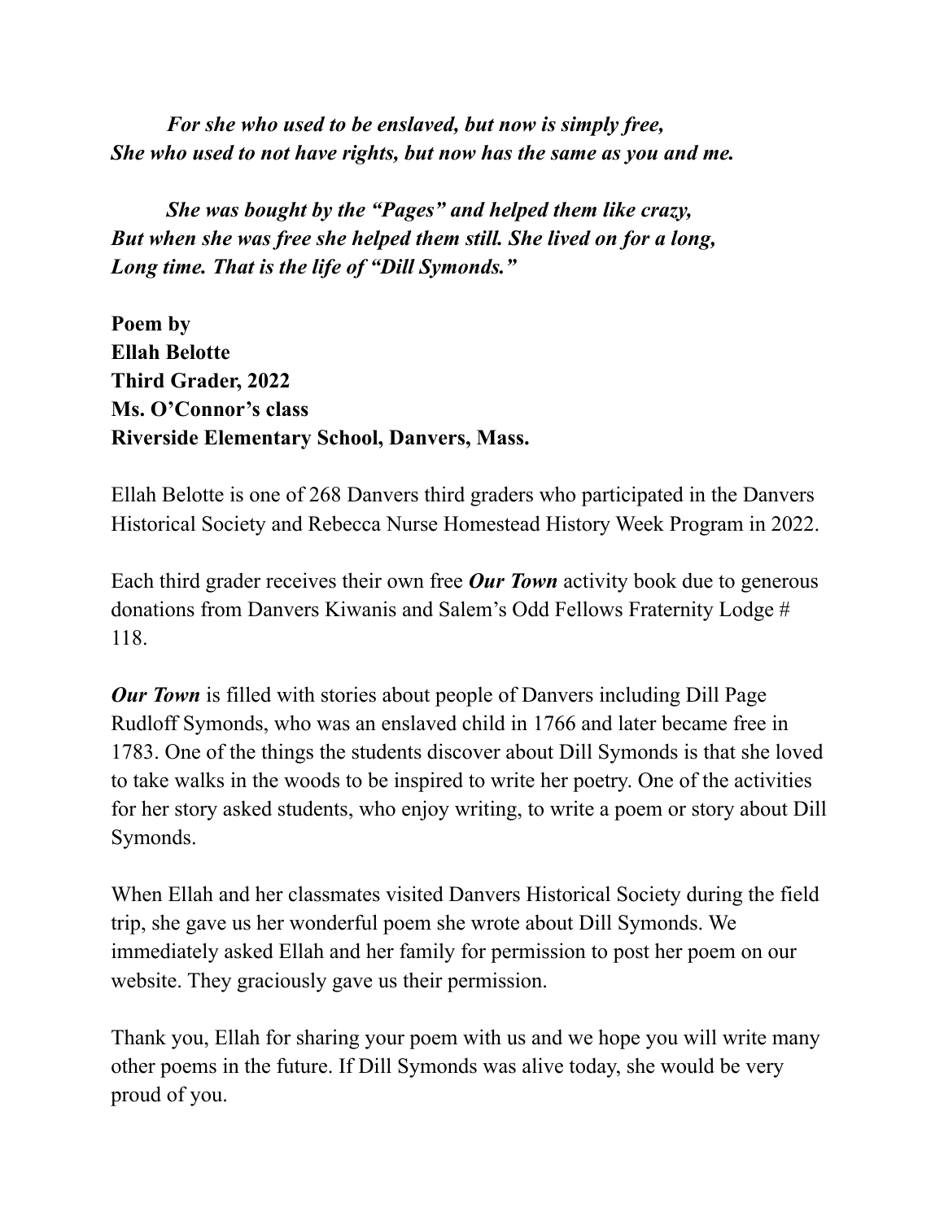***For she who used to be enslaved, but now is simply free,***
***She who used to not have rights, but now has the same as you and me.***

***She was bought by the "Pages" and helped them like crazy,***
***But when she was free she helped them still. She lived on for a long,***
***Long time. That is the life of "Dill Symonds."***

**Poem by**
**Ellah Belotte**
**Third Grader, 2022**
**Ms. O'Connor's class**
**Riverside Elementary School, Danvers, Mass.**

Ellah Belotte is one of 268 Danvers third graders who participated in the Danvers Historical Society and Rebecca Nurse Homestead History Week Program in 2022.

Each third grader receives their own free ***Our Town*** activity book due to generous donations from Danvers Kiwanis and Salem's Odd Fellows Fraternity Lodge # 118.

***Our Town*** is filled with stories about people of Danvers including Dill Page Rudloff Symonds, who was an enslaved child in 1766 and later became free in 1783. One of the things the students discover about Dill Symonds is that she loved to take walks in the woods to be inspired to write her poetry. One of the activities for her story asked students, who enjoy writing, to write a poem or story about Dill Symonds.

When Ellah and her classmates visited Danvers Historical Society during the field trip, she gave us her wonderful poem she wrote about Dill Symonds. We immediately asked Ellah and her family for permission to post her poem on our website. They graciously gave us their permission.

Thank you, Ellah for sharing your poem with us and we hope you will write many other poems in the future. If Dill Symonds was alive today, she would be very proud of you.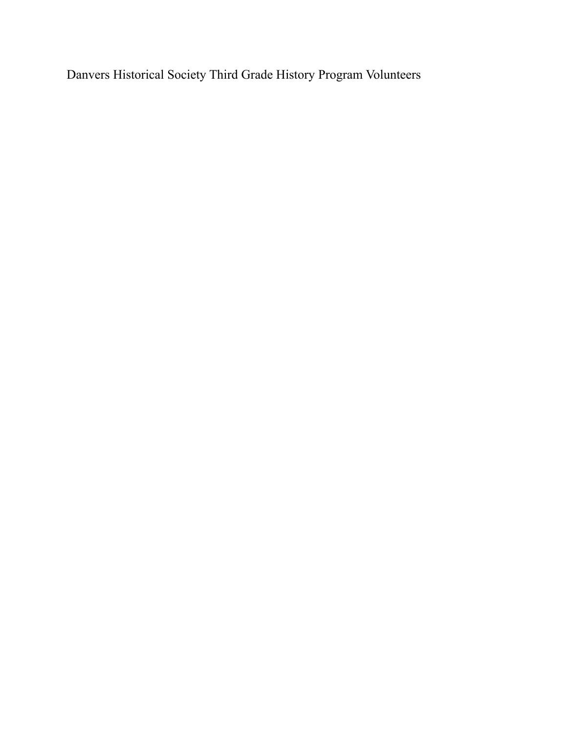Danvers Historical Society Third Grade History Program Volunteers